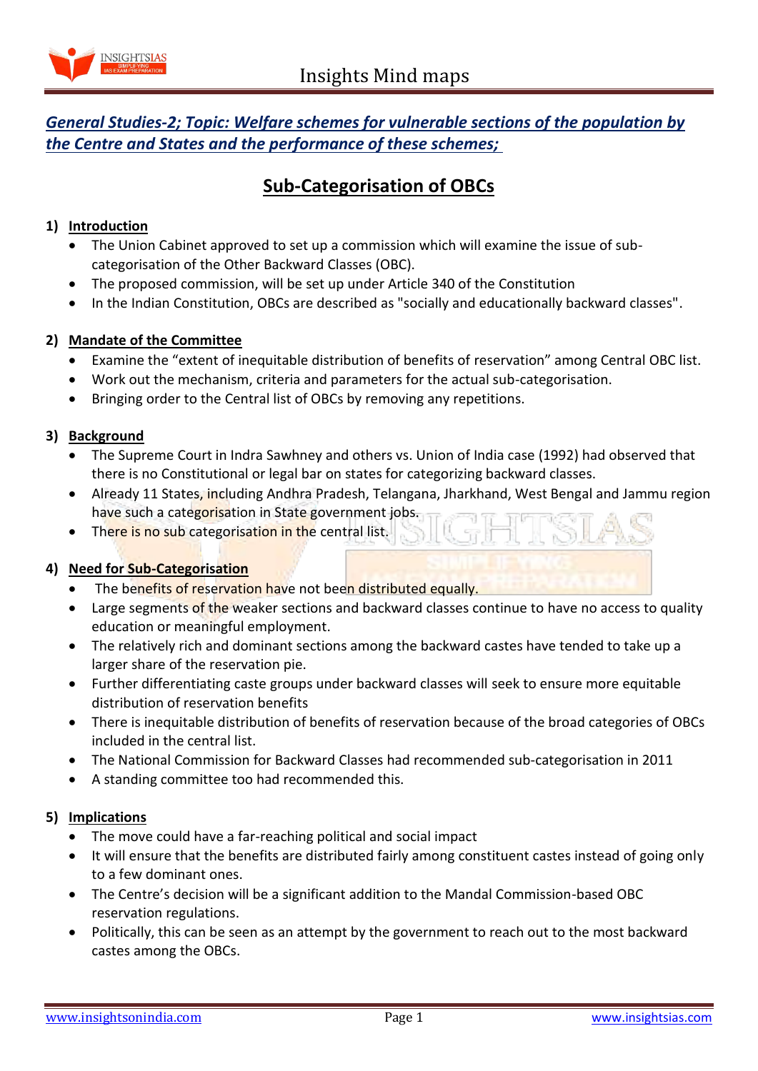*General Studies-2; Topic: Welfare schemes for vulnerable sections of the population by the Centre and States and the performance of these schemes;*

# Sub-Categorisation of OBCs

## 1) Introduction

- The Union Cabinet approved to set up a commission which will examine the issue of sub-categorisation of the Other Backward Classes (OBC).
- The proposed commission, will be set up under Article 340 of the Constitution
- In the Indian Constitution, OBCs are described as "socially and educationally backward classes".

## 2) Mandate of the Committee

- Examine the "extent of inequitable distribution of benefits of reservation" among Central OBC list.
- Work out the mechanism, criteria and parameters for the actual sub-categorisation.
- Bringing order to the Central list of OBCs by removing any repetitions.

## 3) Background

- The Supreme Court in Indra Sawhney and others vs. Union of India case (1992) had observed that there is no Constitutional or legal bar on states for categorizing backward classes.
- Already 11 States, including Andhra Pradesh, Telangana, Jharkhand, West Bengal and Jammu region have such a categorisation in State government jobs.
- There is no sub categorisation in the central list.

## 4) Need for Sub-Categorisation

- The benefits of reservation have not been distributed equally.
- Large segments of the weaker sections and backward classes continue to have no access to quality education or meaningful employment.
- The relatively rich and dominant sections among the backward castes have tended to take up a larger share of the reservation pie.
- Further differentiating caste groups under backward classes will seek to ensure more equitable distribution of reservation benefits
- There is inequitable distribution of benefits of reservation because of the broad categories of OBCs included in the central list.
- The National Commission for Backward Classes had recommended sub-categorisation in 2011
- A standing committee too had recommended this.

## 5) Implications

- The move could have a far-reaching political and social impact
- It will ensure that the benefits are distributed fairly among constituent castes instead of going only to a few dominant ones.
- The Centre's decision will be a significant addition to the Mandal Commission-based OBC reservation regulations.
- Politically, this can be seen as an attempt by the government to reach out to the most backward castes among the OBCs.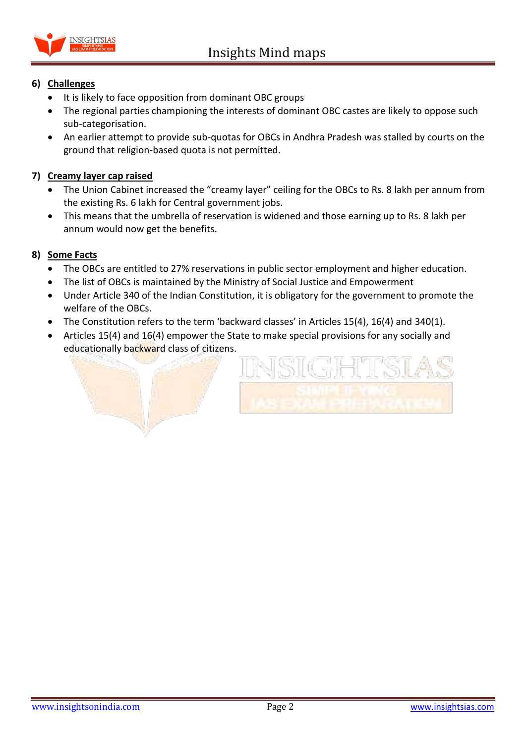### 6) Challenges

- It is likely to face opposition from dominant OBC groups
- The regional parties championing the interests of dominant OBC castes are likely to oppose such sub-categorisation.
- An earlier attempt to provide sub-quotas for OBCs in Andhra Pradesh was stalled by courts on the ground that religion-based quota is not permitted.

### 7) Creamy layer cap raised

- The Union Cabinet increased the "creamy layer" ceiling for the OBCs to Rs. 8 lakh per annum from the existing Rs. 6 lakh for Central government jobs.
- This means that the umbrella of reservation is widened and those earning up to Rs. 8 lakh per annum would now get the benefits.

### 8) Some Facts

- The OBCs are entitled to 27% reservations in public sector employment and higher education.
- The list of OBCs is maintained by the Ministry of Social Justice and Empowerment
- Under Article 340 of the Indian Constitution, it is obligatory for the government to promote the welfare of the OBCs.
- The Constitution refers to the term 'backward classes' in Articles 15(4), 16(4) and 340(1).
- Articles 15(4) and 16(4) empower the State to make special provisions for any socially and educationally backward class of citizens.